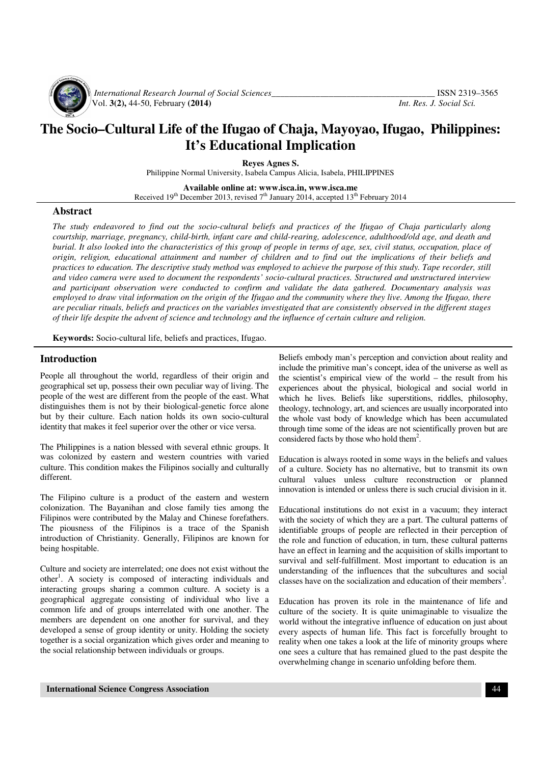# The Socio–Cultural Life of the Ifugao of Chaja, Mayoyao, Ifugao, Philippines: It's Educational Implication

**Reyes Agnes S.**

Philippine Normal University, Isabela Campus Alicia, Isabela, PHILIPPINES

**Available online at: www.isca.in, www.isca.me**

Received 19th December 2013, revised 7th January 2014, accepted 13th February 2014

## Abstract

*The study endeavored to find out the socio-cultural beliefs and practices of the Ifugao of Chaja particularly along courtship, marriage, pregnancy, child-birth, infant care and child-rearing, adolescence, adulthood/old age, and death and burial. It also looked into the characteristics of this group of people in terms of age, sex, civil status, occupation, place of origin, religion, educational attainment and number of children and to find out the implications of their beliefs and practices to education. The descriptive study method was employed to achieve the purpose of this study. Tape recorder, still and video camera were used to document the respondents' socio-cultural practices. Structured and unstructured interview and participant observation were conducted to confirm and validate the data gathered. Documentary analysis was employed to draw vital information on the origin of the Ifugao and the community where they live. Among the Ifugao, there are peculiar rituals, beliefs and practices on the variables investigated that are consistently observed in the different stages of their life despite the advent of science and technology and the influence of certain culture and religion.*

**Keywords:** Socio-cultural life, beliefs and practices, Ifugao.

## Introduction

People all throughout the world, regardless of their origin and geographical set up, possess their own peculiar way of living. The people of the west are different from the people of the east. What distinguishes them is not by their biological-genetic force alone but by their culture. Each nation holds its own socio-cultural identity that makes it feel superior over the other or vice versa.

The Philippines is a nation blessed with several ethnic groups. It was colonized by eastern and western countries with varied culture. This condition makes the Filipinos socially and culturally different.

The Filipino culture is a product of the eastern and western colonization. The Bayanihan and close family ties among the Filipinos were contributed by the Malay and Chinese forefathers. The piousness of the Filipinos is a trace of the Spanish introduction of Christianity. Generally, Filipinos are known for being hospitable.

Culture and society are interrelated; one does not exist without the other[1]. A society is composed of interacting individuals and interacting groups sharing a common culture. A society is a geographical aggregate consisting of individual who live a common life and of groups interrelated with one another. The members are dependent on one another for survival, and they developed a sense of group identity or unity. Holding the society together is a social organization which gives order and meaning to the social relationship between individuals or groups.

Beliefs embody man's perception and conviction about reality and include the primitive man's concept, idea of the universe as well as the scientist's empirical view of the world – the result from his experiences about the physical, biological and social world in which he lives. Beliefs like superstitions, riddles, philosophy, theology, technology, art, and sciences are usually incorporated into the whole vast body of knowledge which has been accumulated through time some of the ideas are not scientifically proven but are considered facts by those who hold them[2].

Education is always rooted in some ways in the beliefs and values of a culture. Society has no alternative, but to transmit its own cultural values unless culture reconstruction or planned innovation is intended or unless there is such crucial division in it.

Educational institutions do not exist in a vacuum; they interact with the society of which they are a part. The cultural patterns of identifiable groups of people are reflected in their perception of the role and function of education, in turn, these cultural patterns have an effect in learning and the acquisition of skills important to survival and self-fulfillment. Most important to education is an understanding of the influences that the subcultures and social classes have on the socialization and education of their members[3].

Education has proven its role in the maintenance of life and culture of the society. It is quite unimaginable to visualize the world without the integrative influence of education on just about every aspects of human life. This fact is forcefully brought to reality when one takes a look at the life of minority groups where one sees a culture that has remained glued to the past despite the overwhelming change in scenario unfolding before them.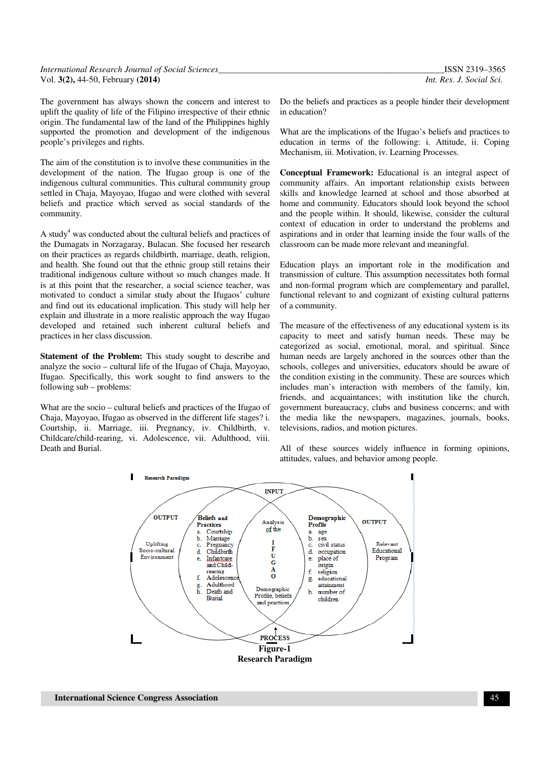The government has always shown the concern and interest to uplift the quality of life of the Filipino irrespective of their ethnic origin. The fundamental law of the land of the Philippines highly supported the promotion and development of the indigenous people's privileges and rights.

The aim of the constitution is to involve these communities in the development of the nation. The Ifugao group is one of the indigenous cultural communities. This cultural community group settled in Chaja, Mayoyao, Ifugao and were clothed with several beliefs and practice which served as social standards of the community.

A study[4] was conducted about the cultural beliefs and practices of the Dumagats in Norzagaray, Bulacan. She focused her research on their practices as regards childbirth, marriage, death, religion, and health. She found out that the ethnic group still retains their traditional indigenous culture without so much changes made. It is at this point that the researcher, a social science teacher, was motivated to conduct a similar study about the Ifugaos' culture and find out its educational implication. This study will help her explain and illustrate in a more realistic approach the way Ifugao developed and retained such inherent cultural beliefs and practices in her class discussion.

**Statement of the Problem:** This study sought to describe and analyze the socio – cultural life of the Ifugao of Chaja, Mayoyao, Ifugao. Specifically, this work sought to find answers to the following sub – problems:

What are the socio – cultural beliefs and practices of the Ifugao of Chaja, Mayoyao, Ifugao as observed in the different life stages? i. Courtship, ii. Marriage, iii. Pregnancy, iv. Childbirth, v. Childcare/child-rearing, vi. Adolescence, vii. Adulthood, viii. Death and Burial.

Do the beliefs and practices as a people hinder their development in education?

What are the implications of the Ifugao's beliefs and practices to education in terms of the following: i. Attitude, ii. Coping Mechanism, iii. Motivation, iv. Learning Processes.

**Conceptual Framework:** Educational is an integral aspect of community affairs. An important relationship exists between skills and knowledge learned at school and those absorbed at home and community. Educators should look beyond the school and the people within. It should, likewise, consider the cultural context of education in order to understand the problems and aspirations and in order that learning inside the four walls of the classroom can be made more relevant and meaningful.

Education plays an important role in the modification and transmission of culture. This assumption necessitates both formal and non-formal program which are complementary and parallel, functional relevant to and cognizant of existing cultural patterns of a community.

The measure of the effectiveness of any educational system is its capacity to meet and satisfy human needs. These may be categorized as social, emotional, moral, and spiritual. Since human needs are largely anchored in the sources other than the schools, colleges and universities, educators should be aware of the condition existing in the community. These are sources which includes man's interaction with members of the family, kin, friends, and acquaintances; with institution like the church, government bureaucracy, clubs and business concerns; and with the media like the newspapers, magazines, journals, books, televisions, radios, and motion pictures.

All of these sources widely influence in forming opinions, attitudes, values, and behavior among people.

**Figure-1**
**Research Paradigm**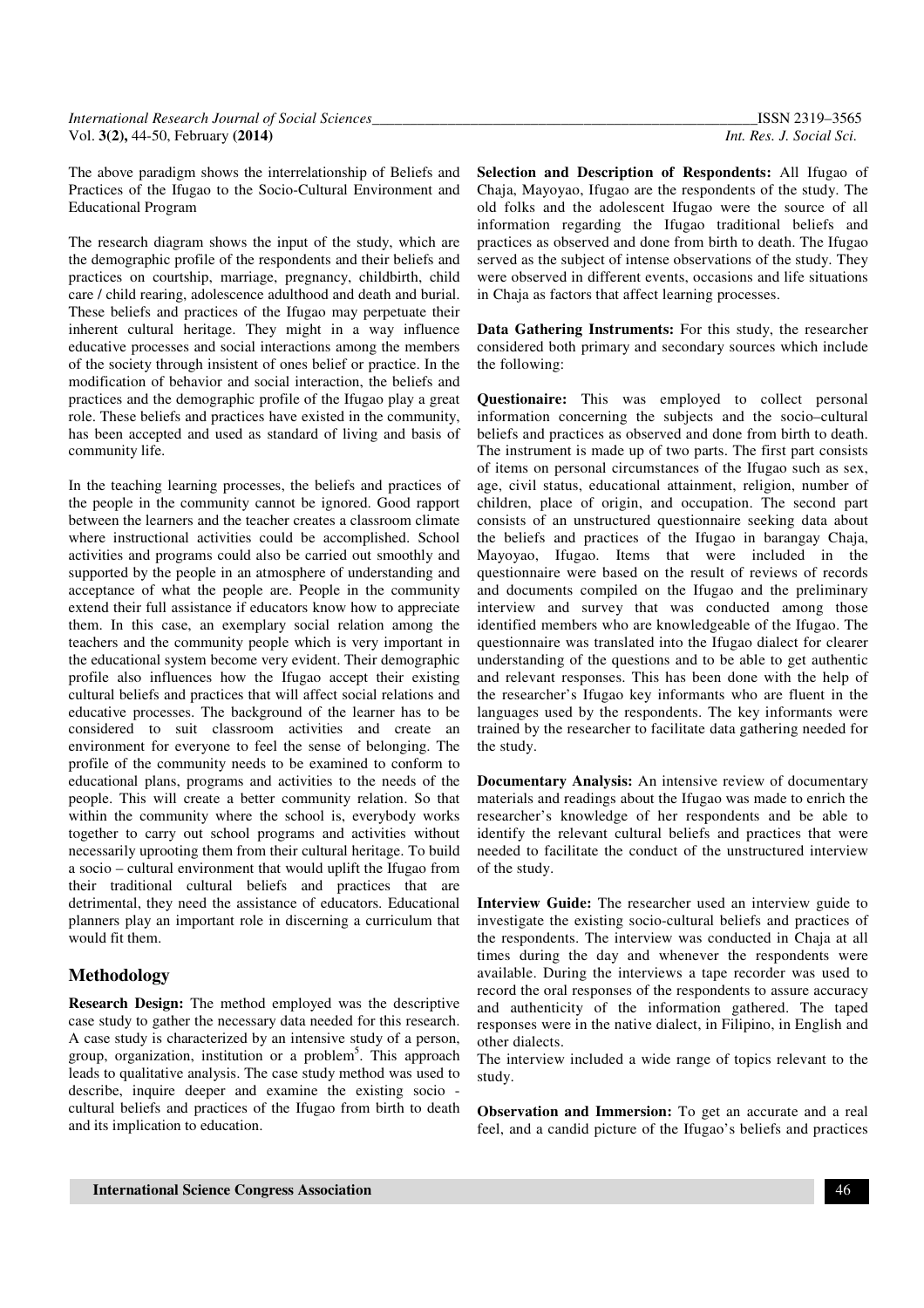The above paradigm shows the interrelationship of Beliefs and Practices of the Ifugao to the Socio-Cultural Environment and Educational Program

The research diagram shows the input of the study, which are the demographic profile of the respondents and their beliefs and practices on courtship, marriage, pregnancy, childbirth, child care / child rearing, adolescence adulthood and death and burial. These beliefs and practices of the Ifugao may perpetuate their inherent cultural heritage. They might in a way influence educative processes and social interactions among the members of the society through insistent of ones belief or practice. In the modification of behavior and social interaction, the beliefs and practices and the demographic profile of the Ifugao play a great role. These beliefs and practices have existed in the community, has been accepted and used as standard of living and basis of community life.

In the teaching learning processes, the beliefs and practices of the people in the community cannot be ignored. Good rapport between the learners and the teacher creates a classroom climate where instructional activities could be accomplished. School activities and programs could also be carried out smoothly and supported by the people in an atmosphere of understanding and acceptance of what the people are. People in the community extend their full assistance if educators know how to appreciate them. In this case, an exemplary social relation among the teachers and the community people which is very important in the educational system become very evident. Their demographic profile also influences how the Ifugao accept their existing cultural beliefs and practices that will affect social relations and educative processes. The background of the learner has to be considered to suit classroom activities and create an environment for everyone to feel the sense of belonging. The profile of the community needs to be examined to conform to educational plans, programs and activities to the needs of the people. This will create a better community relation. So that within the community where the school is, everybody works together to carry out school programs and activities without necessarily uprooting them from their cultural heritage. To build a socio – cultural environment that would uplift the Ifugao from their traditional cultural beliefs and practices that are detrimental, they need the assistance of educators. Educational planners play an important role in discerning a curriculum that would fit them.

## Methodology

**Research Design:** The method employed was the descriptive case study to gather the necessary data needed for this research. A case study is characterized by an intensive study of a person, group, organization, institution or a problem[5]. This approach leads to qualitative analysis. The case study method was used to describe, inquire deeper and examine the existing socio - cultural beliefs and practices of the Ifugao from birth to death and its implication to education.

**Selection and Description of Respondents:** All Ifugao of Chaja, Mayoyao, Ifugao are the respondents of the study. The old folks and the adolescent Ifugao were the source of all information regarding the Ifugao traditional beliefs and practices as observed and done from birth to death. The Ifugao served as the subject of intense observations of the study. They were observed in different events, occasions and life situations in Chaja as factors that affect learning processes.

**Data Gathering Instruments:** For this study, the researcher considered both primary and secondary sources which include the following:

**Questionaire:** This was employed to collect personal information concerning the subjects and the socio–cultural beliefs and practices as observed and done from birth to death. The instrument is made up of two parts. The first part consists of items on personal circumstances of the Ifugao such as sex, age, civil status, educational attainment, religion, number of children, place of origin, and occupation. The second part consists of an unstructured questionnaire seeking data about the beliefs and practices of the Ifugao in barangay Chaja, Mayoyao, Ifugao. Items that were included in the questionnaire were based on the result of reviews of records and documents compiled on the Ifugao and the preliminary interview and survey that was conducted among those identified members who are knowledgeable of the Ifugao. The questionnaire was translated into the Ifugao dialect for clearer understanding of the questions and to be able to get authentic and relevant responses. This has been done with the help of the researcher's Ifugao key informants who are fluent in the languages used by the respondents. The key informants were trained by the researcher to facilitate data gathering needed for the study.

**Documentary Analysis:** An intensive review of documentary materials and readings about the Ifugao was made to enrich the researcher's knowledge of her respondents and be able to identify the relevant cultural beliefs and practices that were needed to facilitate the conduct of the unstructured interview of the study.

**Interview Guide:** The researcher used an interview guide to investigate the existing socio-cultural beliefs and practices of the respondents. The interview was conducted in Chaja at all times during the day and whenever the respondents were available. During the interviews a tape recorder was used to record the oral responses of the respondents to assure accuracy and authenticity of the information gathered. The taped responses were in the native dialect, in Filipino, in English and other dialects.

The interview included a wide range of topics relevant to the study.

**Observation and Immersion:** To get an accurate and a real feel, and a candid picture of the Ifugao's beliefs and practices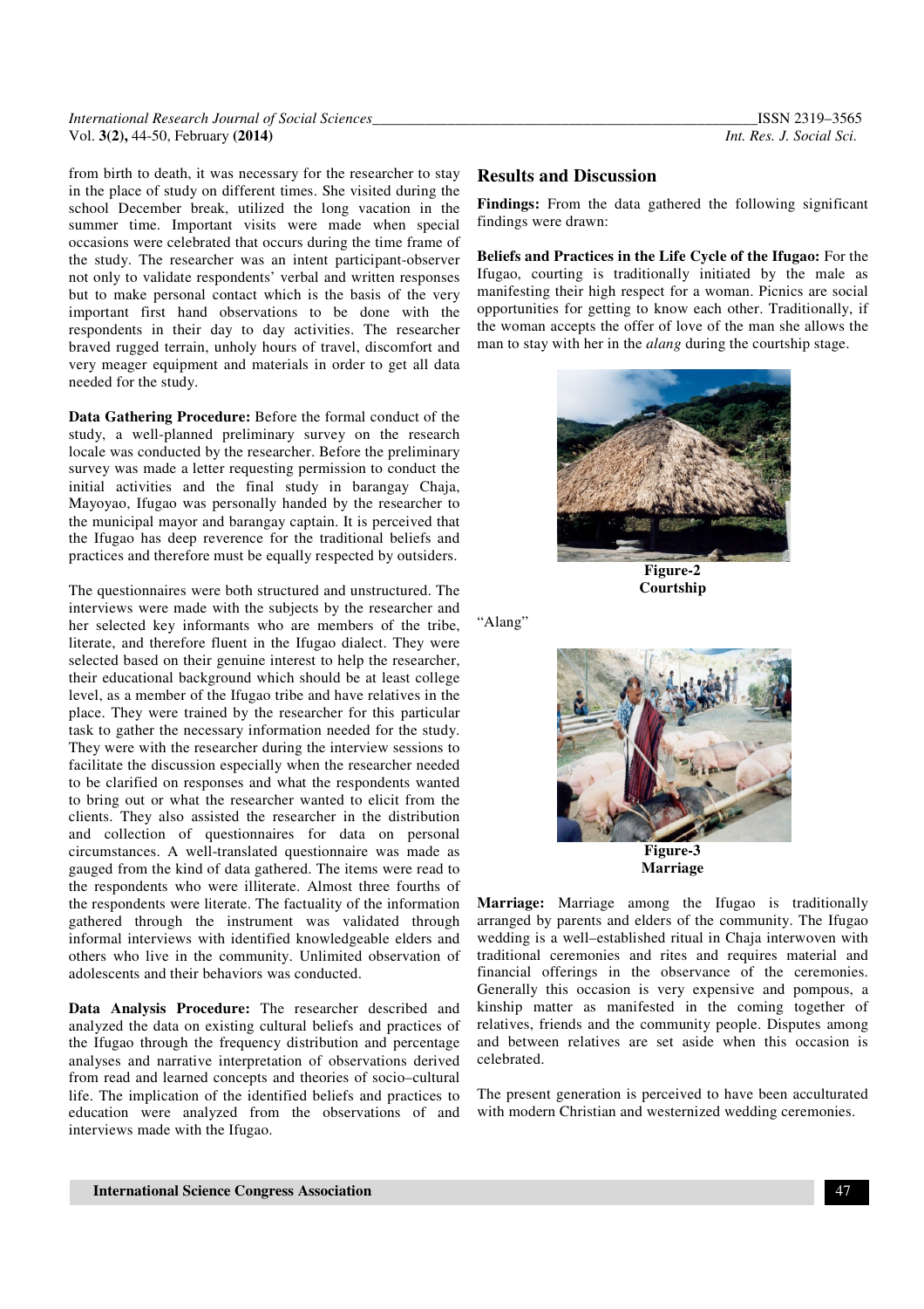from birth to death, it was necessary for the researcher to stay in the place of study on different times. She visited during the school December break, utilized the long vacation in the summer time. Important visits were made when special occasions were celebrated that occurs during the time frame of the study. The researcher was an intent participant-observer not only to validate respondents' verbal and written responses but to make personal contact which is the basis of the very important first hand observations to be done with the respondents in their day to day activities. The researcher braved rugged terrain, unholy hours of travel, discomfort and very meager equipment and materials in order to get all data needed for the study.

**Data Gathering Procedure:** Before the formal conduct of the study, a well-planned preliminary survey on the research locale was conducted by the researcher. Before the preliminary survey was made a letter requesting permission to conduct the initial activities and the final study in barangay Chaja, Mayoyao, Ifugao was personally handed by the researcher to the municipal mayor and barangay captain. It is perceived that the Ifugao has deep reverence for the traditional beliefs and practices and therefore must be equally respected by outsiders.

The questionnaires were both structured and unstructured. The interviews were made with the subjects by the researcher and her selected key informants who are members of the tribe, literate, and therefore fluent in the Ifugao dialect. They were selected based on their genuine interest to help the researcher, their educational background which should be at least college level, as a member of the Ifugao tribe and have relatives in the place. They were trained by the researcher for this particular task to gather the necessary information needed for the study. They were with the researcher during the interview sessions to facilitate the discussion especially when the researcher needed to be clarified on responses and what the respondents wanted to bring out or what the researcher wanted to elicit from the clients. They also assisted the researcher in the distribution and collection of questionnaires for data on personal circumstances. A well-translated questionnaire was made as gauged from the kind of data gathered. The items were read to the respondents who were illiterate. Almost three fourths of the respondents were literate. The factuality of the information gathered through the instrument was validated through informal interviews with identified knowledgeable elders and others who live in the community. Unlimited observation of adolescents and their behaviors was conducted.

**Data Analysis Procedure:** The researcher described and analyzed the data on existing cultural beliefs and practices of the Ifugao through the frequency distribution and percentage analyses and narrative interpretation of observations derived from read and learned concepts and theories of socio–cultural life. The implication of the identified beliefs and practices to education were analyzed from the observations of and interviews made with the Ifugao.

## Results and Discussion

**Findings:** From the data gathered the following significant findings were drawn:

**Beliefs and Practices in the Life Cycle of the Ifugao:** For the Ifugao, courting is traditionally initiated by the male as manifesting their high respect for a woman. Picnics are social opportunities for getting to know each other. Traditionally, if the woman accepts the offer of love of the man she allows the man to stay with her in the *alang* during the courtship stage.

**Figure-2**
**Courtship**

"Alang"

**Figure-3**
**Marriage**

**Marriage:** Marriage among the Ifugao is traditionally arranged by parents and elders of the community. The Ifugao wedding is a well–established ritual in Chaja interwoven with traditional ceremonies and rites and requires material and financial offerings in the observance of the ceremonies. Generally this occasion is very expensive and pompous, a kinship matter as manifested in the coming together of relatives, friends and the community people. Disputes among and between relatives are set aside when this occasion is celebrated.

The present generation is perceived to have been acculturated with modern Christian and westernized wedding ceremonies.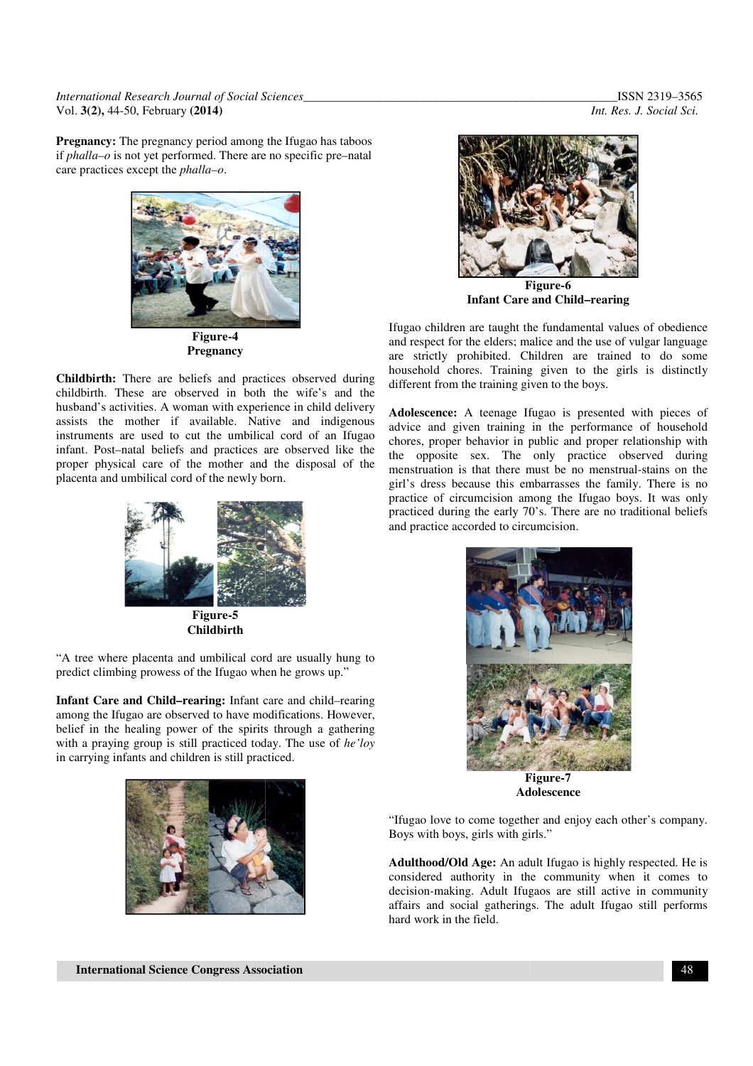**Pregnancy:** The pregnancy period among the Ifugao has taboos if *phalla–o* is not yet performed. There are no specific pre–natal care practices except the *phalla–o*.

**Figure-4**
**Pregnancy**

**Childbirth:** There are beliefs and practices observed during childbirth. These are observed in both the wife's and the husband's activities. A woman with experience in child delivery assists the mother if available. Native and indigenous instruments are used to cut the umbilical cord of an Ifugao infant. Post–natal beliefs and practices are observed like the proper physical care of the mother and the disposal of the placenta and umbilical cord of the newly born.

**Figure-5**
**Childbirth**

"A tree where placenta and umbilical cord are usually hung to predict climbing prowess of the Ifugao when he grows up."

**Infant Care and Child–rearing:** Infant care and child–rearing among the Ifugao are observed to have modifications. However, belief in the healing power of the spirits through a gathering with a praying group is still practiced today. The use of *he'loy* in carrying infants and children is still practiced.

**Figure-6**
**Infant Care and Child–rearing**

Ifugao children are taught the fundamental values of obedience and respect for the elders; malice and the use of vulgar language are strictly prohibited. Children are trained to do some household chores. Training given to the girls is distinctly different from the training given to the boys.

**Adolescence:** A teenage Ifugao is presented with pieces of advice and given training in the performance of household chores, proper behavior in public and proper relationship with the opposite sex. The only practice observed during menstruation is that there must be no menstrual-stains on the girl's dress because this embarrasses the family. There is no practice of circumcision among the Ifugao boys. It was only practiced during the early 70's. There are no traditional beliefs and practice accorded to circumcision.

**Figure-7**
**Adolescence**

"Ifugao love to come together and enjoy each other's company. Boys with boys, girls with girls."

**Adulthood/Old Age:** An adult Ifugao is highly respected. He is considered authority in the community when it comes to decision-making. Adult Ifugaos are still active in community affairs and social gatherings. The adult Ifugao still performs hard work in the field.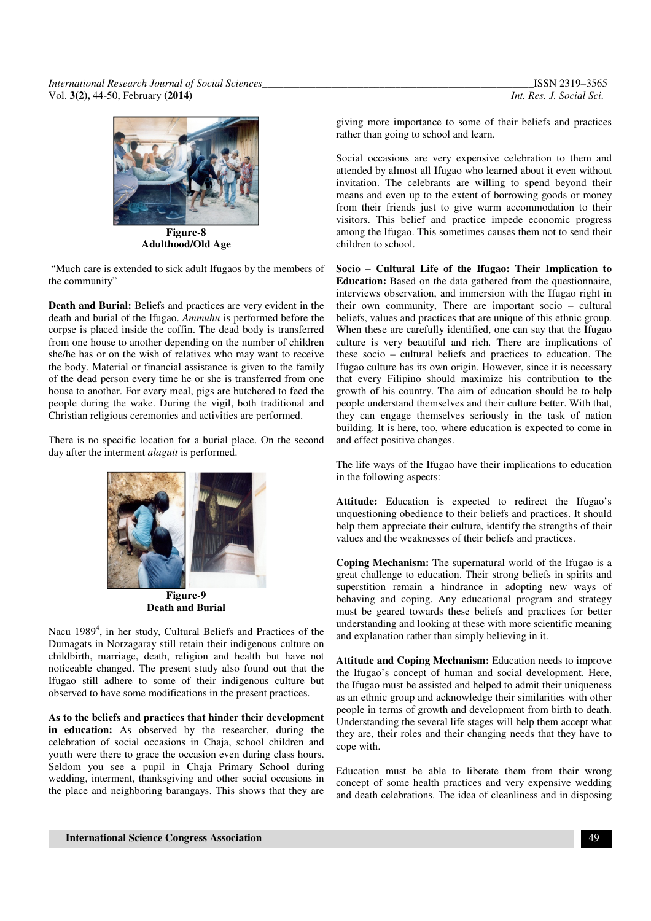Figure-8
Adulthood/Old Age

"Much care is extended to sick adult Ifugaos by the members of the community"

**Death and Burial:** Beliefs and practices are very evident in the death and burial of the Ifugao. *Ammuhu* is performed before the corpse is placed inside the coffin. The dead body is transferred from one house to another depending on the number of children she/he has or on the wish of relatives who may want to receive the body. Material or financial assistance is given to the family of the dead person every time he or she is transferred from one house to another. For every meal, pigs are butchered to feed the people during the wake. During the vigil, both traditional and Christian religious ceremonies and activities are performed.

There is no specific location for a burial place. On the second day after the interment *alaguit* is performed.

Figure-9
Death and Burial

Nacu 1989[4], in her study, Cultural Beliefs and Practices of the Dumagats in Norzagaray still retain their indigenous culture on childbirth, marriage, death, religion and health but have not noticeable changed. The present study also found out that the Ifugao still adhere to some of their indigenous culture but observed to have some modifications in the present practices.

**As to the beliefs and practices that hinder their development in education:** As observed by the researcher, during the celebration of social occasions in Chaja, school children and youth were there to grace the occasion even during class hours. Seldom you see a pupil in Chaja Primary School during wedding, interment, thanksgiving and other social occasions in the place and neighboring barangays. This shows that they are giving more importance to some of their beliefs and practices rather than going to school and learn.

Social occasions are very expensive celebration to them and attended by almost all Ifugao who learned about it even without invitation. The celebrants are willing to spend beyond their means and even up to the extent of borrowing goods or money from their friends just to give warm accommodation to their visitors. This belief and practice impede economic progress among the Ifugao. This sometimes causes them not to send their children to school.

**Socio – Cultural Life of the Ifugao: Their Implication to Education:** Based on the data gathered from the questionnaire, interviews observation, and immersion with the Ifugao right in their own community, There are important socio – cultural beliefs, values and practices that are unique of this ethnic group. When these are carefully identified, one can say that the Ifugao culture is very beautiful and rich. There are implications of these socio – cultural beliefs and practices to education. The Ifugao culture has its own origin. However, since it is necessary that every Filipino should maximize his contribution to the growth of his country. The aim of education should be to help people understand themselves and their culture better. With that, they can engage themselves seriously in the task of nation building. It is here, too, where education is expected to come in and effect positive changes.

The life ways of the Ifugao have their implications to education in the following aspects:

**Attitude:** Education is expected to redirect the Ifugao's unquestioning obedience to their beliefs and practices. It should help them appreciate their culture, identify the strengths of their values and the weaknesses of their beliefs and practices.

**Coping Mechanism:** The supernatural world of the Ifugao is a great challenge to education. Their strong beliefs in spirits and superstition remain a hindrance in adopting new ways of behaving and coping. Any educational program and strategy must be geared towards these beliefs and practices for better understanding and looking at these with more scientific meaning and explanation rather than simply believing in it.

**Attitude and Coping Mechanism:** Education needs to improve the Ifugao's concept of human and social development. Here, the Ifugao must be assisted and helped to admit their uniqueness as an ethnic group and acknowledge their similarities with other people in terms of growth and development from birth to death. Understanding the several life stages will help them accept what they are, their roles and their changing needs that they have to cope with.

Education must be able to liberate them from their wrong concept of some health practices and very expensive wedding and death celebrations. The idea of cleanliness and in disposing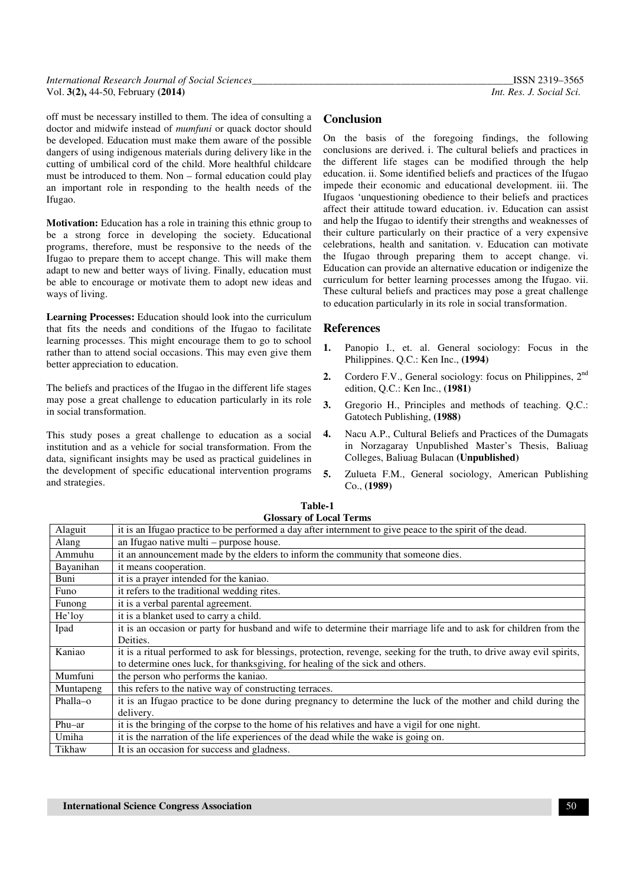off must be necessary instilled to them. The idea of consulting a doctor and midwife instead of *mumfuni* or quack doctor should be developed. Education must make them aware of the possible dangers of using indigenous materials during delivery like in the cutting of umbilical cord of the child. More healthful childcare must be introduced to them. Non – formal education could play an important role in responding to the health needs of the Ifugao.

**Motivation:** Education has a role in training this ethnic group to be a strong force in developing the society. Educational programs, therefore, must be responsive to the needs of the Ifugao to prepare them to accept change. This will make them adapt to new and better ways of living. Finally, education must be able to encourage or motivate them to adopt new ideas and ways of living.

**Learning Processes:** Education should look into the curriculum that fits the needs and conditions of the Ifugao to facilitate learning processes. This might encourage them to go to school rather than to attend social occasions. This may even give them better appreciation to education.

The beliefs and practices of the Ifugao in the different life stages may pose a great challenge to education particularly in its role in social transformation.

This study poses a great challenge to education as a social institution and as a vehicle for social transformation. From the data, significant insights may be used as practical guidelines in the development of specific educational intervention programs and strategies.

## Conclusion

On the basis of the foregoing findings, the following conclusions are derived. i. The cultural beliefs and practices in the different life stages can be modified through the help education. ii. Some identified beliefs and practices of the Ifugao impede their economic and educational development. iii. The Ifugaos 'unquestioning obedience to their beliefs and practices affect their attitude toward education. iv. Education can assist and help the Ifugao to identify their strengths and weaknesses of their culture particularly on their practice of a very expensive celebrations, health and sanitation. v. Education can motivate the Ifugao through preparing them to accept change. vi. Education can provide an alternative education or indigenize the curriculum for better learning processes among the Ifugao. vii. These cultural beliefs and practices may pose a great challenge to education particularly in its role in social transformation.

## References

1. Panopio I., et. al. General sociology: Focus in the Philippines. Q.C.: Ken Inc., **(1994)**
2. Cordero F.V., General sociology: focus on Philippines, 2nd edition, Q.C.: Ken Inc., **(1981)**
3. Gregorio H., Principles and methods of teaching. Q.C.: Gatotech Publishing, **(1988)**
4. Nacu A.P., Cultural Beliefs and Practices of the Dumagats in Norzagaray Unpublished Master's Thesis, Baliuag Colleges, Baliuag Bulacan **(Unpublished)**
5. Zulueta F.M., General sociology, American Publishing Co., **(1989)**

**Table-1**
**Glossary of Local Terms**

| | |
|---|---|
| Alaguit | it is an Ifugao practice to be performed a day after internment to give peace to the spirit of the dead. |
| Alang | an Ifugao native multi – purpose house. |
| Ammuhu | it an announcement made by the elders to inform the community that someone dies. |
| Bayanihan | it means cooperation. |
| Buni | it is a prayer intended for the kaniao. |
| Funo | it refers to the traditional wedding rites. |
| Funong | it is a verbal parental agreement. |
| He'loy | it is a blanket used to carry a child. |
| Ipad | it is an occasion or party for husband and wife to determine their marriage life and to ask for children from the Deities. |
| Kaniao | it is a ritual performed to ask for blessings, protection, revenge, seeking for the truth, to drive away evil spirits, to determine ones luck, for thanksgiving, for healing of the sick and others. |
| Mumfuni | the person who performs the kaniao. |
| Muntapeng | this refers to the native way of constructing terraces. |
| Phalla–o | it is an Ifugao practice to be done during pregnancy to determine the luck of the mother and child during the delivery. |
| Phu–ar | it is the bringing of the corpse to the home of his relatives and have a vigil for one night. |
| Umiha | it is the narration of the life experiences of the dead while the wake is going on. |
| Tikhaw | It is an occasion for success and gladness. |